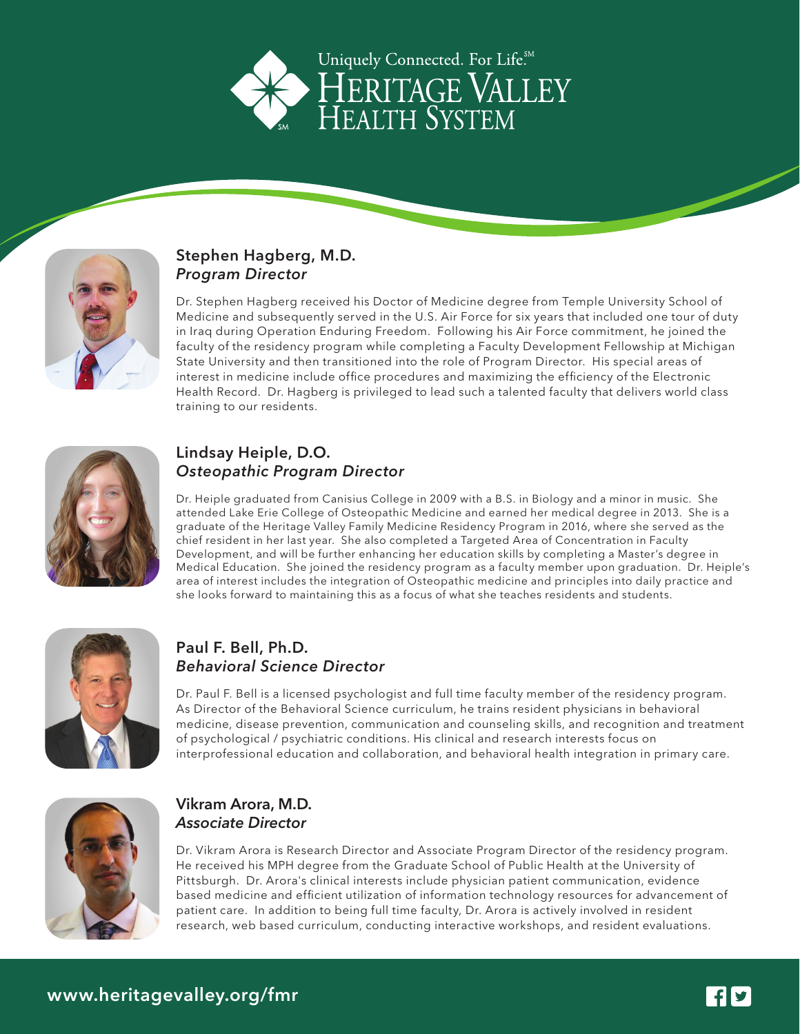Uniquely Connected. For Life.℠

# HERITAGE VALLEY HEALTH SYSTEM

## Stephen Hagberg, M.D.
*Program Director*

Dr. Stephen Hagberg received his Doctor of Medicine degree from Temple University School of Medicine and subsequently served in the U.S. Air Force for six years that included one tour of duty in Iraq during Operation Enduring Freedom. Following his Air Force commitment, he joined the faculty of the residency program while completing a Faculty Development Fellowship at Michigan State University and then transitioned into the role of Program Director. His special areas of interest in medicine include office procedures and maximizing the efficiency of the Electronic Health Record. Dr. Hagberg is privileged to lead such a talented faculty that delivers world class training to our residents.

## Lindsay Heiple, D.O.
*Osteopathic Program Director*

Dr. Heiple graduated from Canisius College in 2009 with a B.S. in Biology and a minor in music. She attended Lake Erie College of Osteopathic Medicine and earned her medical degree in 2013. She is a graduate of the Heritage Valley Family Medicine Residency Program in 2016, where she served as the chief resident in her last year. She also completed a Targeted Area of Concentration in Faculty Development, and will be further enhancing her education skills by completing a Master's degree in Medical Education. She joined the residency program as a faculty member upon graduation. Dr. Heiple's area of interest includes the integration of Osteopathic medicine and principles into daily practice and she looks forward to maintaining this as a focus of what she teaches residents and students.

## Paul F. Bell, Ph.D.
*Behavioral Science Director*

Dr. Paul F. Bell is a licensed psychologist and full time faculty member of the residency program. As Director of the Behavioral Science curriculum, he trains resident physicians in behavioral medicine, disease prevention, communication and counseling skills, and recognition and treatment of psychological / psychiatric conditions. His clinical and research interests focus on interprofessional education and collaboration, and behavioral health integration in primary care.

## Vikram Arora, M.D.
*Associate Director*

Dr. Vikram Arora is Research Director and Associate Program Director of the residency program. He received his MPH degree from the Graduate School of Public Health at the University of Pittsburgh. Dr. Arora's clinical interests include physician patient communication, evidence based medicine and efficient utilization of information technology resources for advancement of patient care. In addition to being full time faculty, Dr. Arora is actively involved in resident research, web based curriculum, conducting interactive workshops, and resident evaluations.

www.heritagevalley.org/fmr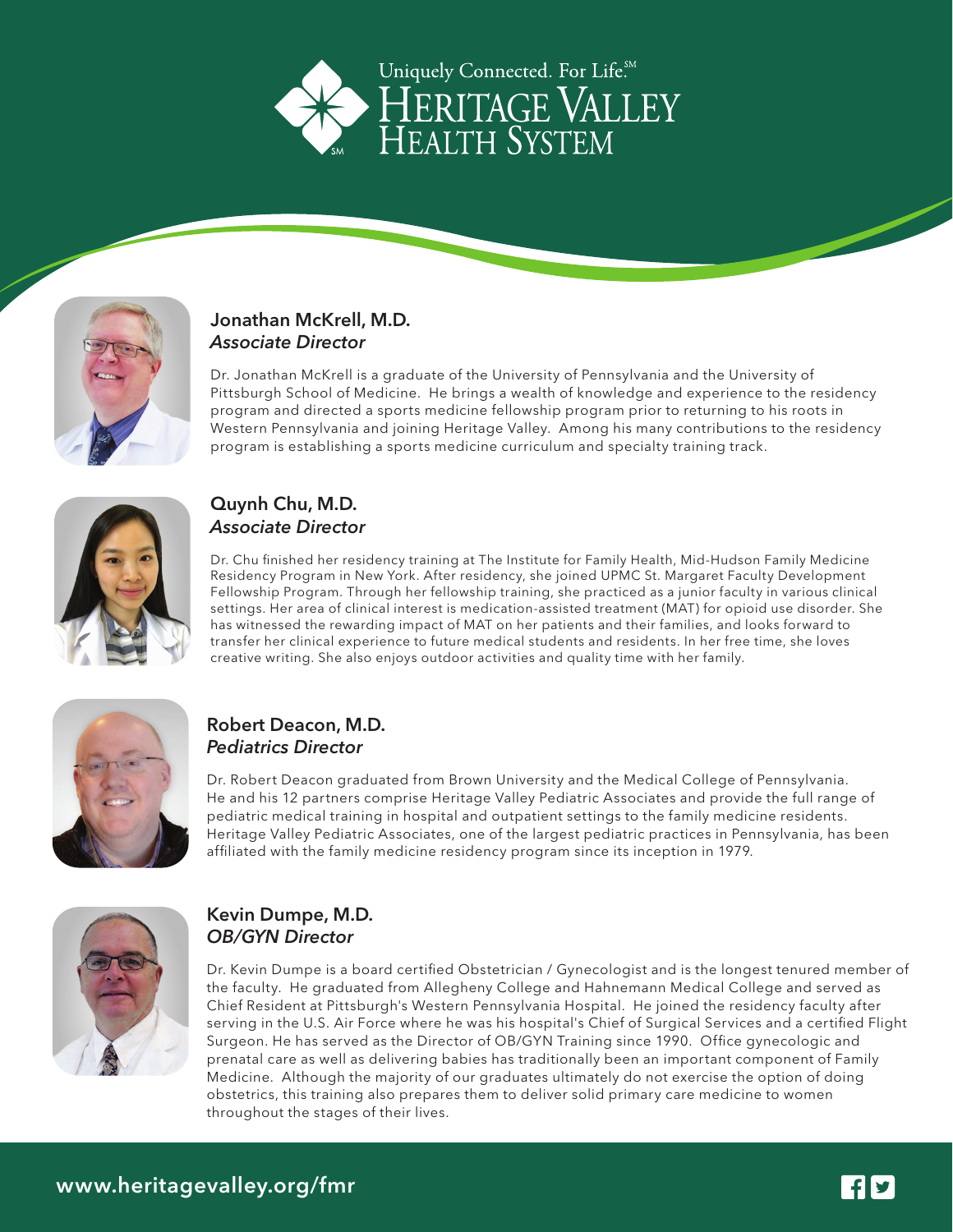Uniquely Connected. For Life.℠

# Heritage Valley Health System

## Jonathan McKrell, M.D.
*Associate Director*

Dr. Jonathan McKrell is a graduate of the University of Pennsylvania and the University of Pittsburgh School of Medicine. He brings a wealth of knowledge and experience to the residency program and directed a sports medicine fellowship program prior to returning to his roots in Western Pennsylvania and joining Heritage Valley. Among his many contributions to the residency program is establishing a sports medicine curriculum and specialty training track.

## Quynh Chu, M.D.
*Associate Director*

Dr. Chu finished her residency training at The Institute for Family Health, Mid-Hudson Family Medicine Residency Program in New York. After residency, she joined UPMC St. Margaret Faculty Development Fellowship Program. Through her fellowship training, she practiced as a junior faculty in various clinical settings. Her area of clinical interest is medication-assisted treatment (MAT) for opioid use disorder. She has witnessed the rewarding impact of MAT on her patients and their families, and looks forward to transfer her clinical experience to future medical students and residents. In her free time, she loves creative writing. She also enjoys outdoor activities and quality time with her family.

## Robert Deacon, M.D.
*Pediatrics Director*

Dr. Robert Deacon graduated from Brown University and the Medical College of Pennsylvania. He and his 12 partners comprise Heritage Valley Pediatric Associates and provide the full range of pediatric medical training in hospital and outpatient settings to the family medicine residents. Heritage Valley Pediatric Associates, one of the largest pediatric practices in Pennsylvania, has been affiliated with the family medicine residency program since its inception in 1979.

## Kevin Dumpe, M.D.
*OB/GYN Director*

Dr. Kevin Dumpe is a board certified Obstetrician / Gynecologist and is the longest tenured member of the faculty. He graduated from Allegheny College and Hahnemann Medical College and served as Chief Resident at Pittsburgh's Western Pennsylvania Hospital. He joined the residency faculty after serving in the U.S. Air Force where he was his hospital's Chief of Surgical Services and a certified Flight Surgeon. He has served as the Director of OB/GYN Training since 1990. Office gynecologic and prenatal care as well as delivering babies has traditionally been an important component of Family Medicine. Although the majority of our graduates ultimately do not exercise the option of doing obstetrics, this training also prepares them to deliver solid primary care medicine to women throughout the stages of their lives.

www.heritagevalley.org/fmr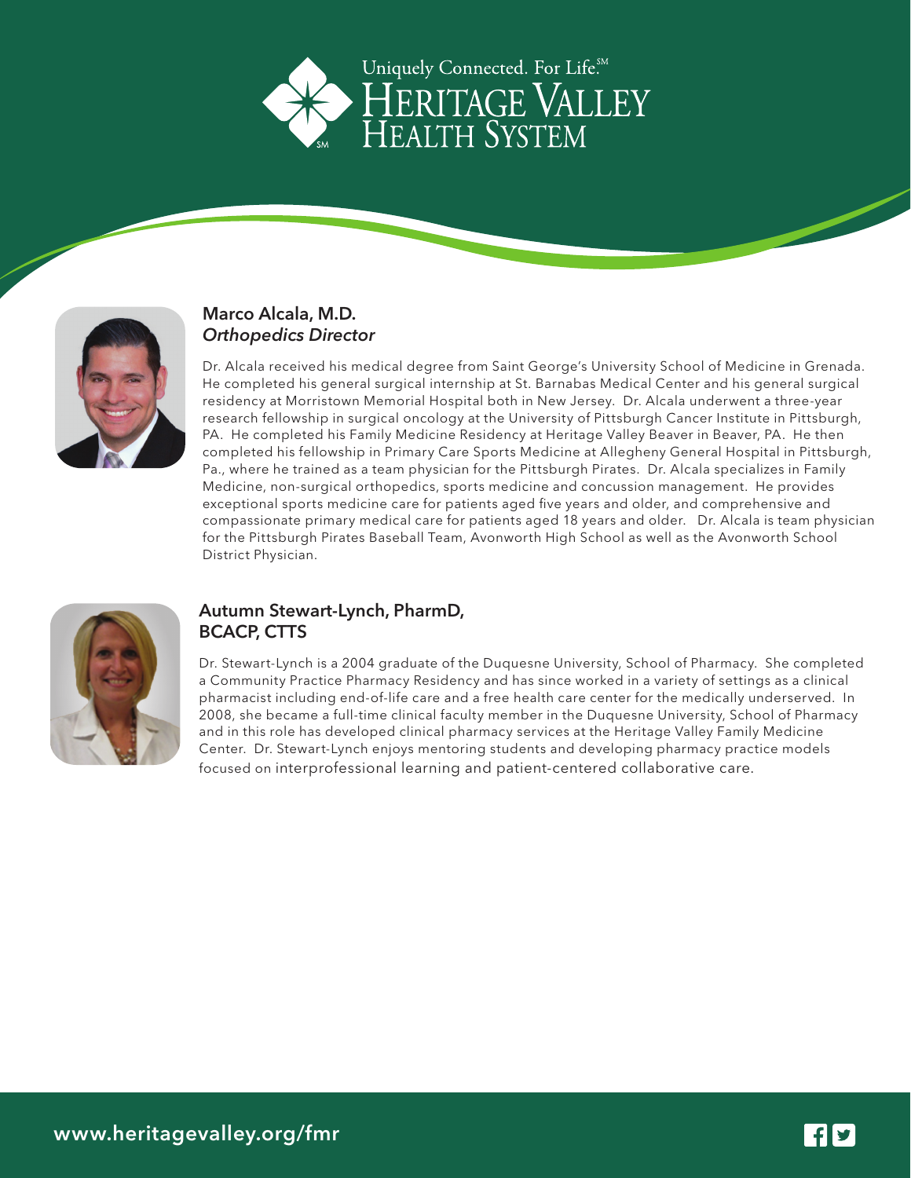Uniquely Connected. For Life.℠

# Heritage Valley Health System

## Marco Alcala, M.D.
### *Orthopedics Director*

Dr. Alcala received his medical degree from Saint George's University School of Medicine in Grenada. He completed his general surgical internship at St. Barnabas Medical Center and his general surgical residency at Morristown Memorial Hospital both in New Jersey. Dr. Alcala underwent a three-year research fellowship in surgical oncology at the University of Pittsburgh Cancer Institute in Pittsburgh, PA. He completed his Family Medicine Residency at Heritage Valley Beaver in Beaver, PA. He then completed his fellowship in Primary Care Sports Medicine at Allegheny General Hospital in Pittsburgh, Pa., where he trained as a team physician for the Pittsburgh Pirates. Dr. Alcala specializes in Family Medicine, non-surgical orthopedics, sports medicine and concussion management. He provides exceptional sports medicine care for patients aged five years and older, and comprehensive and compassionate primary medical care for patients aged 18 years and older. Dr. Alcala is team physician for the Pittsburgh Pirates Baseball Team, Avonworth High School as well as the Avonworth School District Physician.

## Autumn Stewart-Lynch, PharmD, BCACP, CTTS

Dr. Stewart-Lynch is a 2004 graduate of the Duquesne University, School of Pharmacy. She completed a Community Practice Pharmacy Residency and has since worked in a variety of settings as a clinical pharmacist including end-of-life care and a free health care center for the medically underserved. In 2008, she became a full-time clinical faculty member in the Duquesne University, School of Pharmacy and in this role has developed clinical pharmacy services at the Heritage Valley Family Medicine Center. Dr. Stewart-Lynch enjoys mentoring students and developing pharmacy practice models focused on interprofessional learning and patient-centered collaborative care.

www.heritagevalley.org/fmr